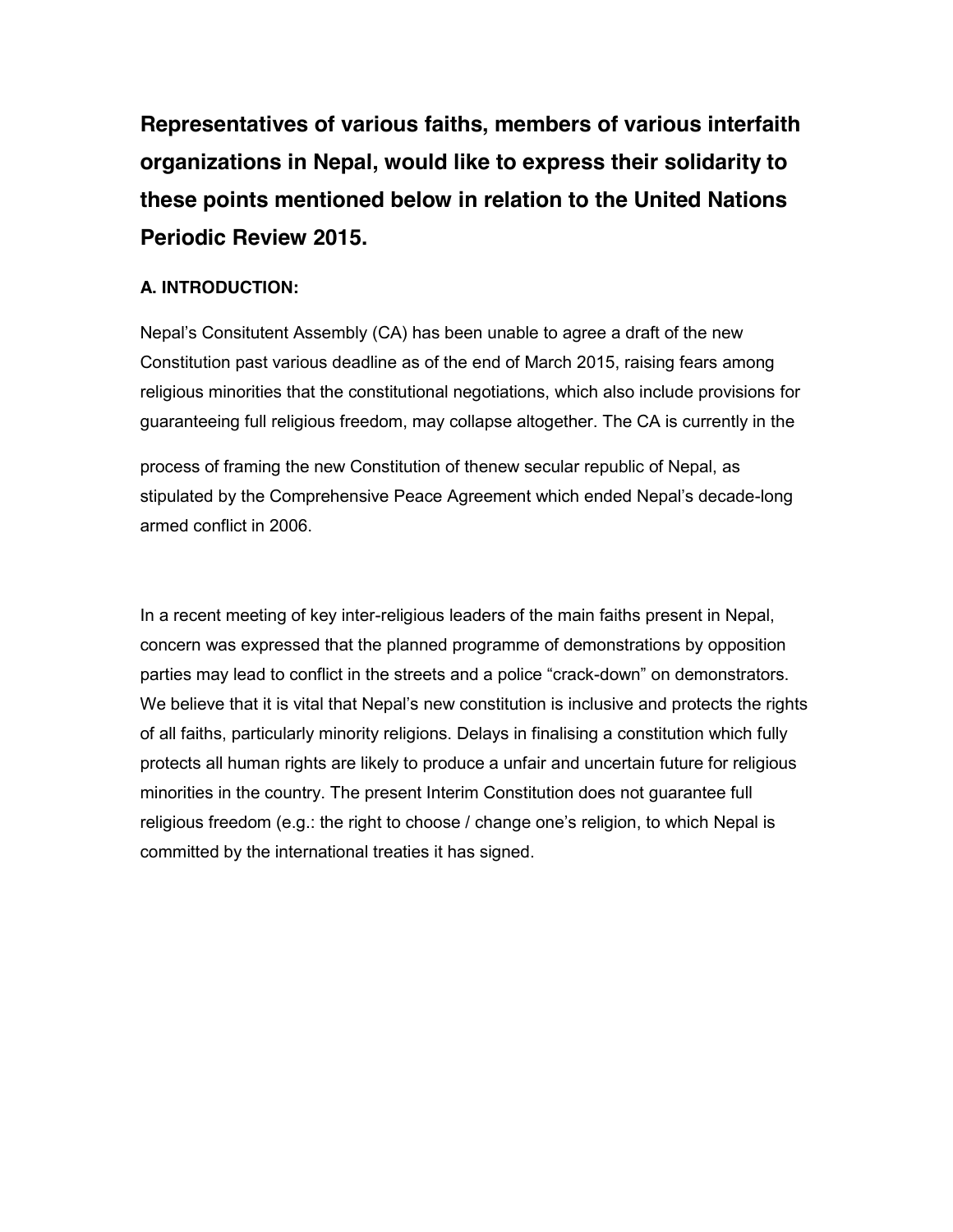**Representatives of various faiths, members of various interfaith organizations in Nepal, would like to express their solidarity to these points mentioned below in relation to the United Nations Periodic Review 2015.**

### A. INTRODUCTION:

Nepal's Consitutent Assembly (CA) has been unable to agree a draft of the new Constitution past various deadline as of the end of March 2015, raising fears among religious minorities that the constitutional negotiations, which also include provisions for guaranteeing full religious freedom, may collapse altogether. The CA is currently in the process of framing the new Constitution of thenew secular republic of Nepal, as stipulated by the Comprehensive Peace Agreement which ended Nepal's decade-long armed conflict in 2006.

In a recent meeting of key inter-religious leaders of the main faiths present in Nepal, concern was expressed that the planned programme of demonstrations by opposition parties may lead to conflict in the streets and a police "crack-down" on demonstrators. We believe that it is vital that Nepal's new constitution is inclusive and protects the rights of all faiths, particularly minority religions. Delays in finalising a constitution which fully protects all human rights are likely to produce a unfair and uncertain future for religious minorities in the country. The present Interim Constitution does not guarantee full religious freedom (e.g.: the right to choose / change one's religion, to which Nepal is committed by the international treaties it has signed.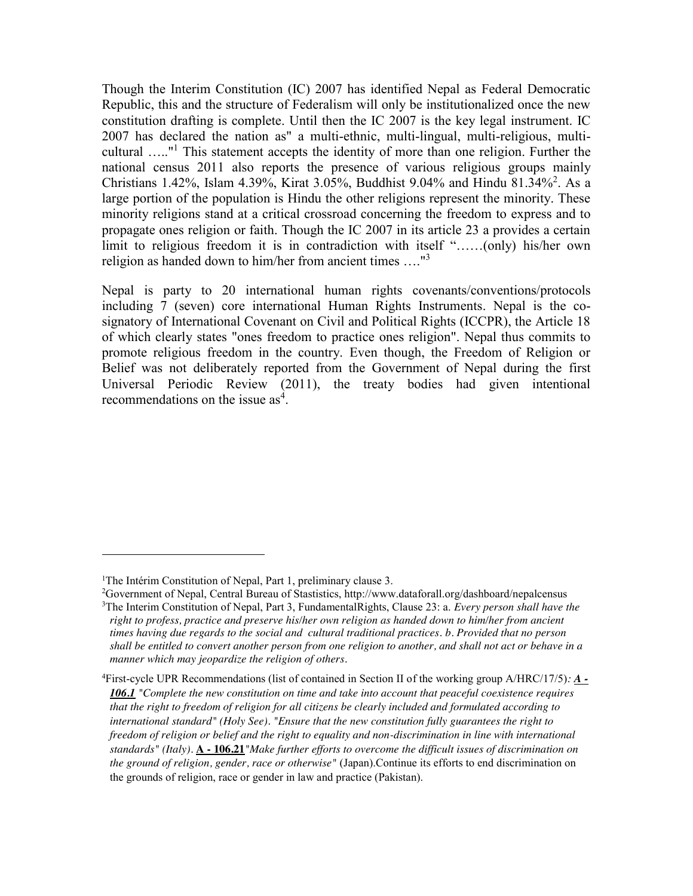Though the Interim Constitution (IC) 2007 has identified Nepal as Federal Democratic Republic, this and the structure of Federalism will only be institutionalized once the new constitution drafting is complete. Until then the IC 2007 is the key legal instrument. IC 2007 has declared the nation as" a multi-ethnic, multi-lingual, multi-religious, multi-cultural ….."[1] This statement accepts the identity of more than one religion. Further the national census 2011 also reports the presence of various religious groups mainly Christians 1.42%, Islam 4.39%, Kirat 3.05%, Buddhist 9.04% and Hindu 81.34%[2]. As a large portion of the population is Hindu the other religions represent the minority. These minority religions stand at a critical crossroad concerning the freedom to express and to propagate ones religion or faith. Though the IC 2007 in its article 23 a provides a certain limit to religious freedom it is in contradiction with itself "……(only) his/her own religion as handed down to him/her from ancient times …."[3]

Nepal is party to 20 international human rights covenants/conventions/protocols including 7 (seven) core international Human Rights Instruments. Nepal is the co-signatory of International Covenant on Civil and Political Rights (ICCPR), the Article 18 of which clearly states "ones freedom to practice ones religion". Nepal thus commits to promote religious freedom in the country. Even though, the Freedom of Religion or Belief was not deliberately reported from the Government of Nepal during the first Universal Periodic Review (2011), the treaty bodies had given intentional recommendations on the issue as[4].

---

[1] The Intérim Constitution of Nepal, Part 1, preliminary clause 3.

[2] Government of Nepal, Central Bureau of Stastistics, http://www.dataforall.org/dashboard/nepalcensus

[3] The Interim Constitution of Nepal, Part 3, FundamentalRights, Clause 23: a. *Every person shall have the right to profess, practice and preserve his/her own religion as handed down to him/her from ancient times having due regards to the social and cultural traditional practices. b. Provided that no person shall be entitled to convert another person from one religion to another, and shall not act or behave in a manner which may jeopardize the religion of others.*

[4] First-cycle UPR Recommendations (list of contained in Section II of the working group A/HRC/17/5)*:* ***A - 106.1*** *"Complete the new constitution on time and take into account that peaceful coexistence requires that the right to freedom of religion for all citizens be clearly included and formulated according to international standard" (Holy See). "Ensure that the new constitution fully guarantees the right to freedom of religion or belief and the right to equality and non-discrimination in line with international standards" (Italy).* **A - 106.21***"Make further efforts to overcome the difficult issues of discrimination on the ground of religion, gender, race or otherwise"* (Japan).Continue its efforts to end discrimination on the grounds of religion, race or gender in law and practice (Pakistan).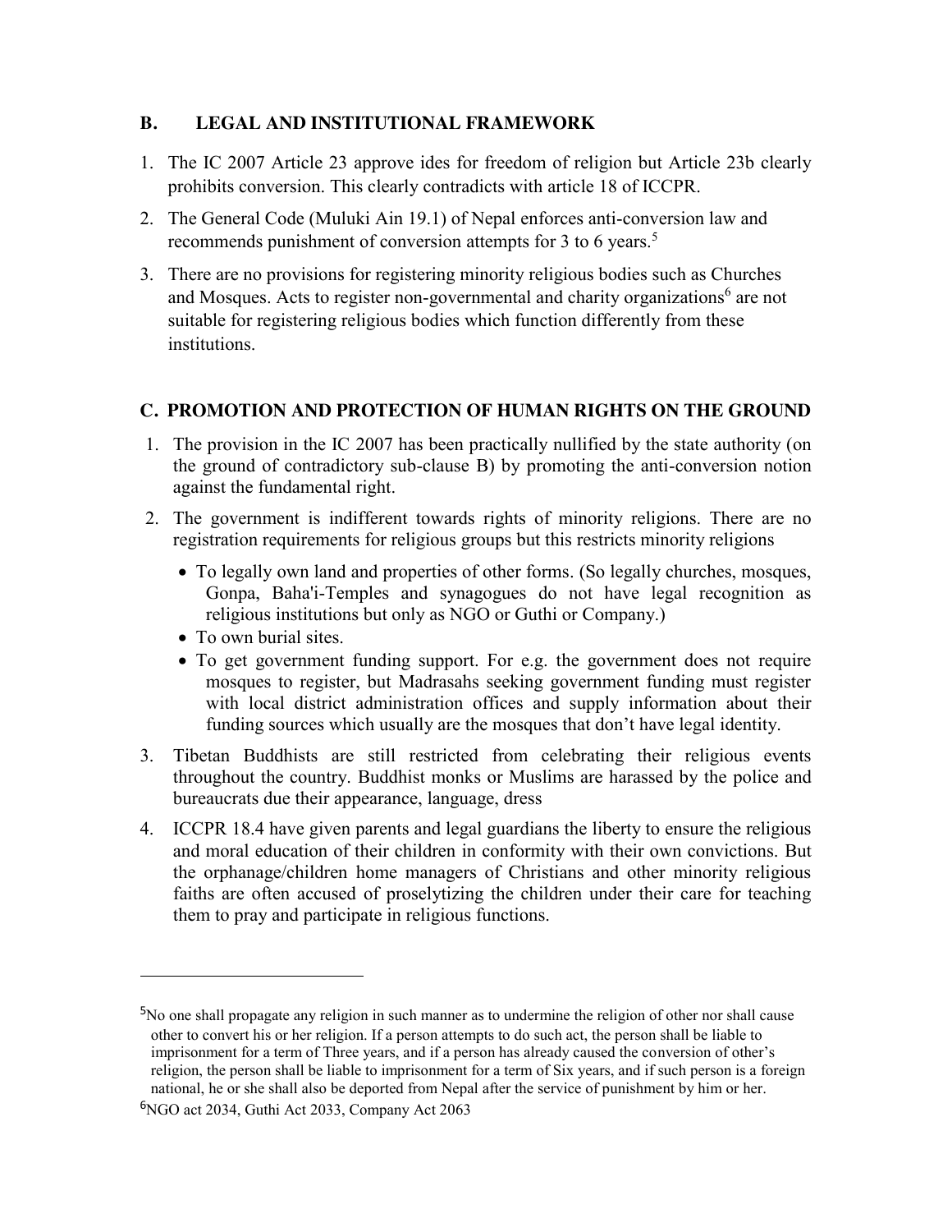## B. LEGAL AND INSTITUTIONAL FRAMEWORK

1. The IC 2007 Article 23 approve ides for freedom of religion but Article 23b clearly prohibits conversion. This clearly contradicts with article 18 of ICCPR.
2. The General Code (Muluki Ain 19.1) of Nepal enforces anti-conversion law and recommends punishment of conversion attempts for 3 to 6 years.[5]
3. There are no provisions for registering minority religious bodies such as Churches and Mosques. Acts to register non-governmental and charity organizations[6] are not suitable for registering religious bodies which function differently from these institutions.

## C. PROMOTION AND PROTECTION OF HUMAN RIGHTS ON THE GROUND

1. The provision in the IC 2007 has been practically nullified by the state authority (on the ground of contradictory sub-clause B) by promoting the anti-conversion notion against the fundamental right.
2. The government is indifferent towards rights of minority religions. There are no registration requirements for religious groups but this restricts minority religions
   - To legally own land and properties of other forms. (So legally churches, mosques, Gonpa, Baha'i-Temples and synagogues do not have legal recognition as religious institutions but only as NGO or Guthi or Company.)
   - To own burial sites.
   - To get government funding support. For e.g. the government does not require mosques to register, but Madrasahs seeking government funding must register with local district administration offices and supply information about their funding sources which usually are the mosques that don't have legal identity.
3. Tibetan Buddhists are still restricted from celebrating their religious events throughout the country. Buddhist monks or Muslims are harassed by the police and bureaucrats due their appearance, language, dress
4. ICCPR 18.4 have given parents and legal guardians the liberty to ensure the religious and moral education of their children in conformity with their own convictions. But the orphanage/children home managers of Christians and other minority religious faiths are often accused of proselytizing the children under their care for teaching them to pray and participate in religious functions.

---

[5] No one shall propagate any religion in such manner as to undermine the religion of other nor shall cause other to convert his or her religion. If a person attempts to do such act, the person shall be liable to imprisonment for a term of Three years, and if a person has already caused the conversion of other's religion, the person shall be liable to imprisonment for a term of Six years, and if such person is a foreign national, he or she shall also be deported from Nepal after the service of punishment by him or her.

[6] NGO act 2034, Guthi Act 2033, Company Act 2063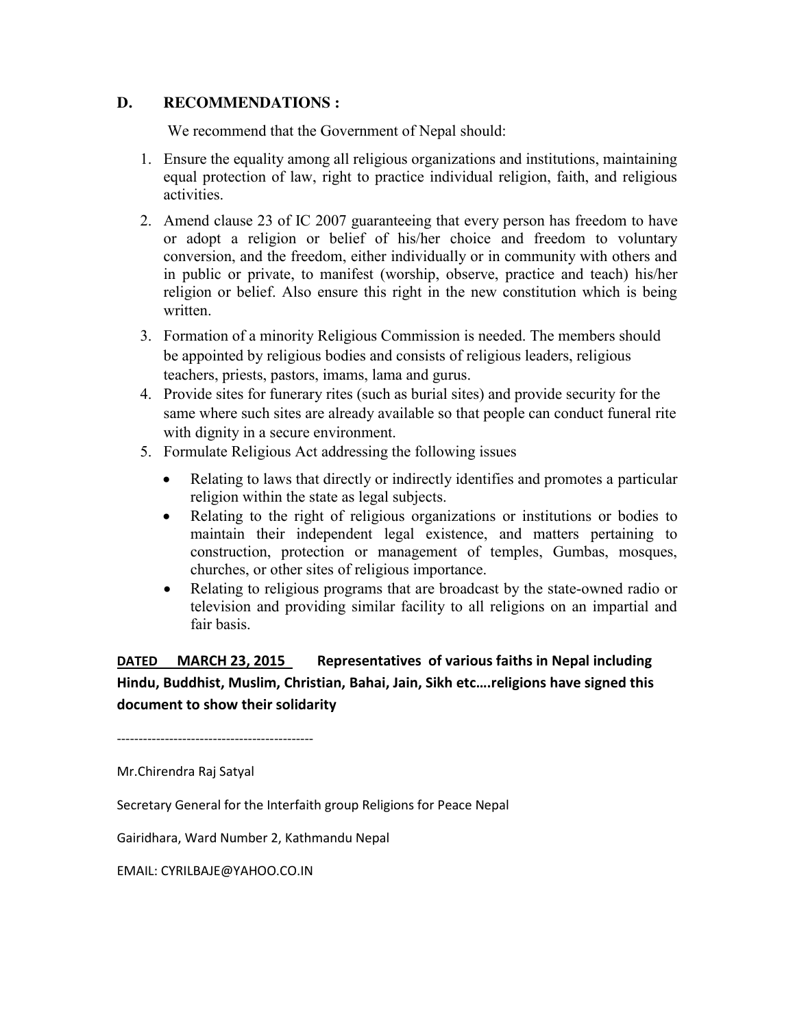## D. RECOMMENDATIONS :

We recommend that the Government of Nepal should:

1. Ensure the equality among all religious organizations and institutions, maintaining equal protection of law, right to practice individual religion, faith, and religious activities.
2. Amend clause 23 of IC 2007 guaranteeing that every person has freedom to have or adopt a religion or belief of his/her choice and freedom to voluntary conversion, and the freedom, either individually or in community with others and in public or private, to manifest (worship, observe, practice and teach) his/her religion or belief. Also ensure this right in the new constitution which is being written.
3. Formation of a minority Religious Commission is needed. The members should be appointed by religious bodies and consists of religious leaders, religious teachers, priests, pastors, imams, lama and gurus.
4. Provide sites for funerary rites (such as burial sites) and provide security for the same where such sites are already available so that people can conduct funeral rite with dignity in a secure environment.
5. Formulate Religious Act addressing the following issues
   - Relating to laws that directly or indirectly identifies and promotes a particular religion within the state as legal subjects.
   - Relating to the right of religious organizations or institutions or bodies to maintain their independent legal existence, and matters pertaining to construction, protection or management of temples, Gumbas, mosques, churches, or other sites of religious importance.
   - Relating to religious programs that are broadcast by the state-owned radio or television and providing similar facility to all religions on an impartial and fair basis.

**DATED MARCH 23, 2015 Representatives of various faiths in Nepal including Hindu, Buddhist, Muslim, Christian, Bahai, Jain, Sikh etc….religions have signed this document to show their solidarity**

---------------------------------------------

Mr.Chirendra Raj Satyal

Secretary General for the Interfaith group Religions for Peace Nepal

Gairidhara, Ward Number 2, Kathmandu Nepal

EMAIL: CYRILBAJE@YAHOO.CO.IN